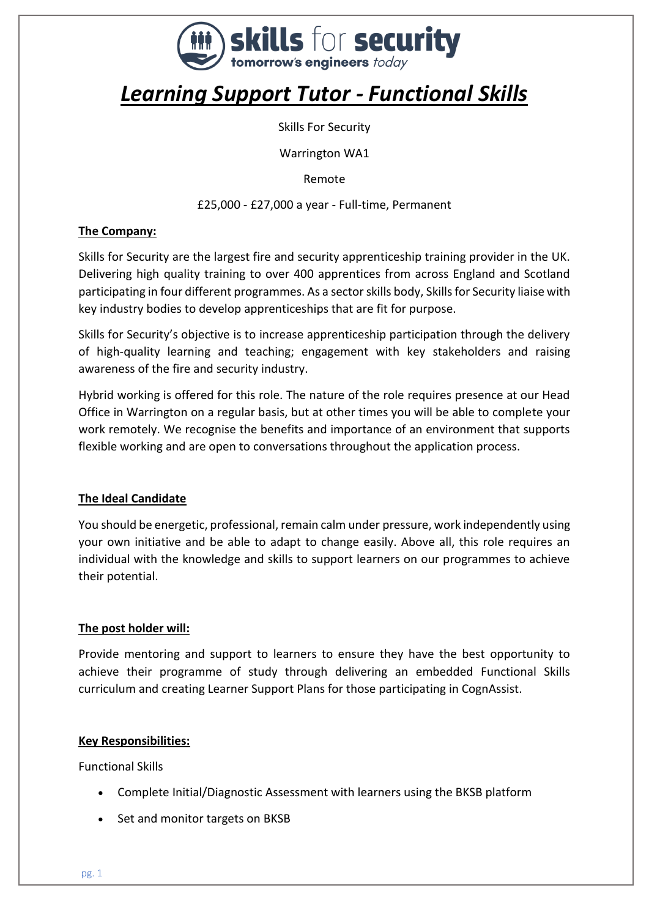# *Learning Support Tutor - Functional Skills*

Skills For Security

Warrington WA1

Remote

£25,000 - £27,000 a year - Full-time, Permanent

**The Company:**

Skills for Security are the largest fire and security apprenticeship training provider in the UK. Delivering high quality training to over 400 apprentices from across England and Scotland participating in four different programmes. As a sector skills body, Skills for Security liaise with key industry bodies to develop apprenticeships that are fit for purpose.

Skills for Security's objective is to increase apprenticeship participation through the delivery of high-quality learning and teaching; engagement with key stakeholders and raising awareness of the fire and security industry.

Hybrid working is offered for this role. The nature of the role requires presence at our Head Office in Warrington on a regular basis, but at other times you will be able to complete your work remotely. We recognise the benefits and importance of an environment that supports flexible working and are open to conversations throughout the application process.

**The Ideal Candidate**

You should be energetic, professional, remain calm under pressure, work independently using your own initiative and be able to adapt to change easily. Above all, this role requires an individual with the knowledge and skills to support learners on our programmes to achieve their potential.

**The post holder will:**

Provide mentoring and support to learners to ensure they have the best opportunity to achieve their programme of study through delivering an embedded Functional Skills curriculum and creating Learner Support Plans for those participating in CognAssist.

**Key Responsibilities:**

Functional Skills

- Complete Initial/Diagnostic Assessment with learners using the BKSB platform
- Set and monitor targets on BKSB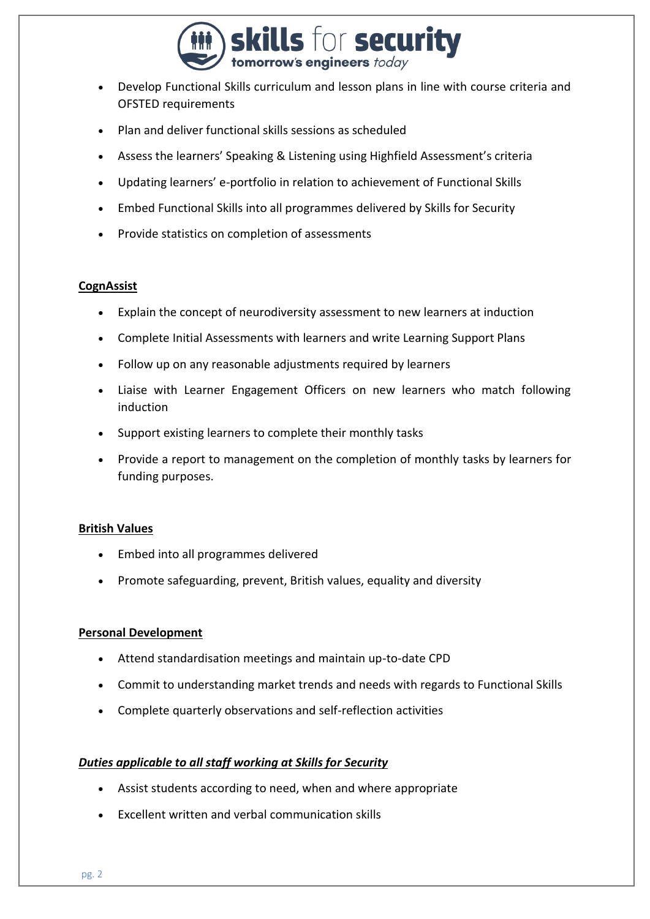- Develop Functional Skills curriculum and lesson plans in line with course criteria and OFSTED requirements
- Plan and deliver functional skills sessions as scheduled
- Assess the learners' Speaking & Listening using Highfield Assessment's criteria
- Updating learners' e-portfolio in relation to achievement of Functional Skills
- Embed Functional Skills into all programmes delivered by Skills for Security
- Provide statistics on completion of assessments

**CognAssist**

- Explain the concept of neurodiversity assessment to new learners at induction
- Complete Initial Assessments with learners and write Learning Support Plans
- Follow up on any reasonable adjustments required by learners
- Liaise with Learner Engagement Officers on new learners who match following induction
- Support existing learners to complete their monthly tasks
- Provide a report to management on the completion of monthly tasks by learners for funding purposes.

**British Values**

- Embed into all programmes delivered
- Promote safeguarding, prevent, British values, equality and diversity

**Personal Development**

- Attend standardisation meetings and maintain up-to-date CPD
- Commit to understanding market trends and needs with regards to Functional Skills
- Complete quarterly observations and self-reflection activities

***Duties applicable to all staff working at Skills for Security***

- Assist students according to need, when and where appropriate
- Excellent written and verbal communication skills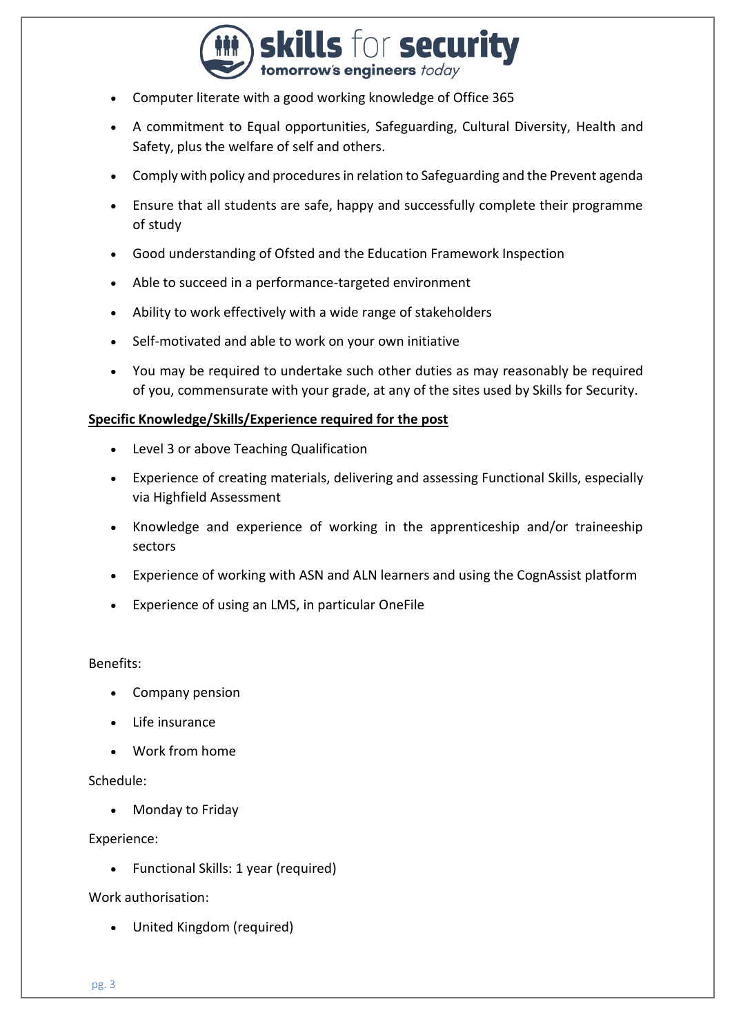- Computer literate with a good working knowledge of Office 365
- A commitment to Equal opportunities, Safeguarding, Cultural Diversity, Health and Safety, plus the welfare of self and others.
- Comply with policy and procedures in relation to Safeguarding and the Prevent agenda
- Ensure that all students are safe, happy and successfully complete their programme of study
- Good understanding of Ofsted and the Education Framework Inspection
- Able to succeed in a performance-targeted environment
- Ability to work effectively with a wide range of stakeholders
- Self-motivated and able to work on your own initiative
- You may be required to undertake such other duties as may reasonably be required of you, commensurate with your grade, at any of the sites used by Skills for Security.

**Specific Knowledge/Skills/Experience required for the post**

- Level 3 or above Teaching Qualification
- Experience of creating materials, delivering and assessing Functional Skills, especially via Highfield Assessment
- Knowledge and experience of working in the apprenticeship and/or traineeship sectors
- Experience of working with ASN and ALN learners and using the CognAssist platform
- Experience of using an LMS, in particular OneFile

Benefits:

- Company pension
- Life insurance
- Work from home

Schedule:

- Monday to Friday

Experience:

- Functional Skills: 1 year (required)

Work authorisation:

- United Kingdom (required)